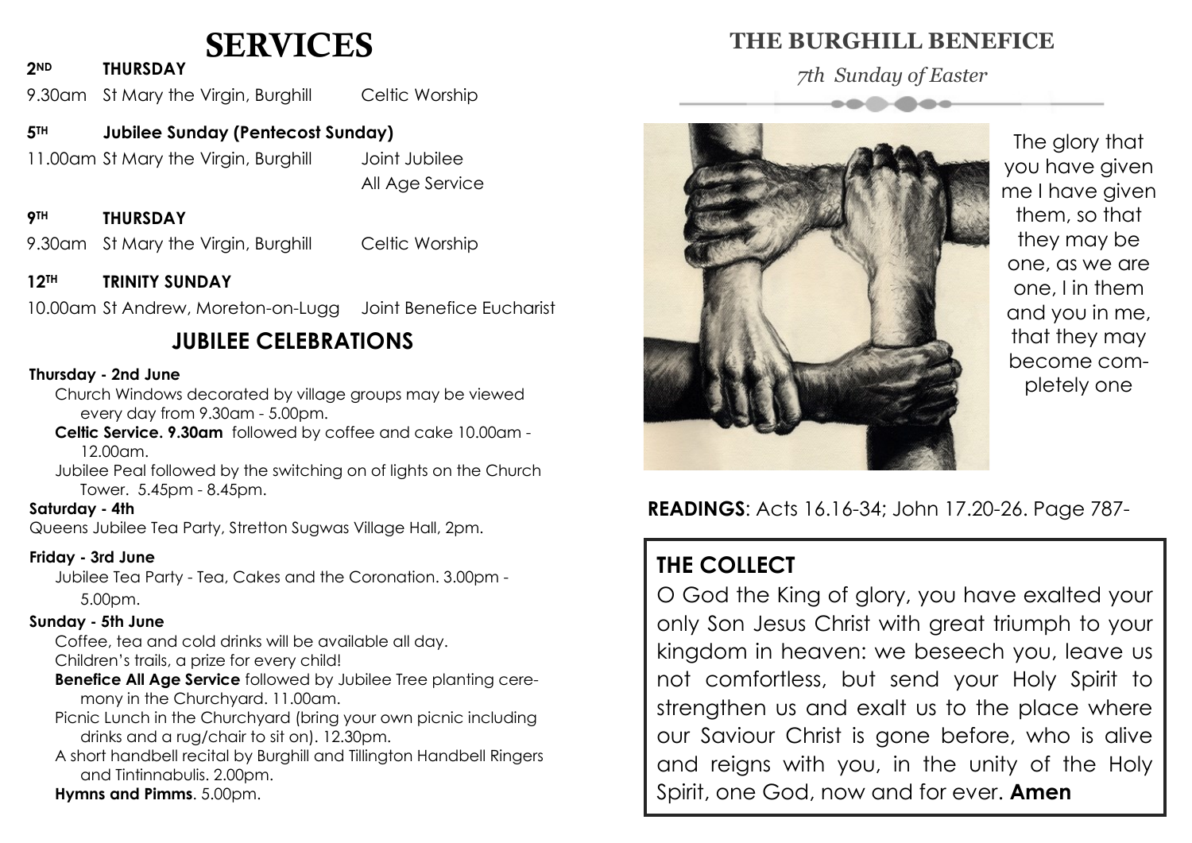# SERVICES

**2ND THURSDAY**

9.30am St Mary the Virgin, Burghill — Celtic Worship

**5TH Jubilee Sunday (Pentecost Sunday)**

11.00am St Mary the Virgin, Burghill — Joint Jubilee All Age Service

**9TH THURSDAY**

9.30am St Mary the Virgin, Burghill — Celtic Worship

**12TH TRINITY SUNDAY**

10.00am St Andrew, Moreton-on-Lugg — Joint Benefice Eucharist

## JUBILEE CELEBRATIONS

**Thursday - 2nd June**

Church Windows decorated by village groups may be viewed every day from 9.30am - 5.00pm.

**Celtic Service. 9.30am** followed by coffee and cake 10.00am - 12.00am.

Jubilee Peal followed by the switching on of lights on the Church Tower. 5.45pm - 8.45pm.

**Saturday - 4th**

Queens Jubilee Tea Party, Stretton Sugwas Village Hall, 2pm.

**Friday - 3rd June**

Jubilee Tea Party - Tea, Cakes and the Coronation. 3.00pm - 5.00pm.

**Sunday - 5th June**

Coffee, tea and cold drinks will be available all day.

Children's trails, a prize for every child!

**Benefice All Age Service** followed by Jubilee Tree planting ceremony in the Churchyard. 11.00am.

Picnic Lunch in the Churchyard (bring your own picnic including drinks and a rug/chair to sit on). 12.30pm.

A short handbell recital by Burghill and Tillington Handbell Ringers and Tintinnabulis. 2.00pm.

**Hymns and Pimms**. 5.00pm.

# THE BURGHILL BENEFICE

*7th Sunday of Easter*

The glory that you have given me I have given them, so that they may be one, as we are one, I in them and you in me, that they may become completely one

**READINGS**: Acts 16.16-34; John 17.20-26. Page 787-

## THE COLLECT

O God the King of glory, you have exalted your only Son Jesus Christ with great triumph to your kingdom in heaven: we beseech you, leave us not comfortless, but send your Holy Spirit to strengthen us and exalt us to the place where our Saviour Christ is gone before, who is alive and reigns with you, in the unity of the Holy Spirit, one God, now and for ever. **Amen**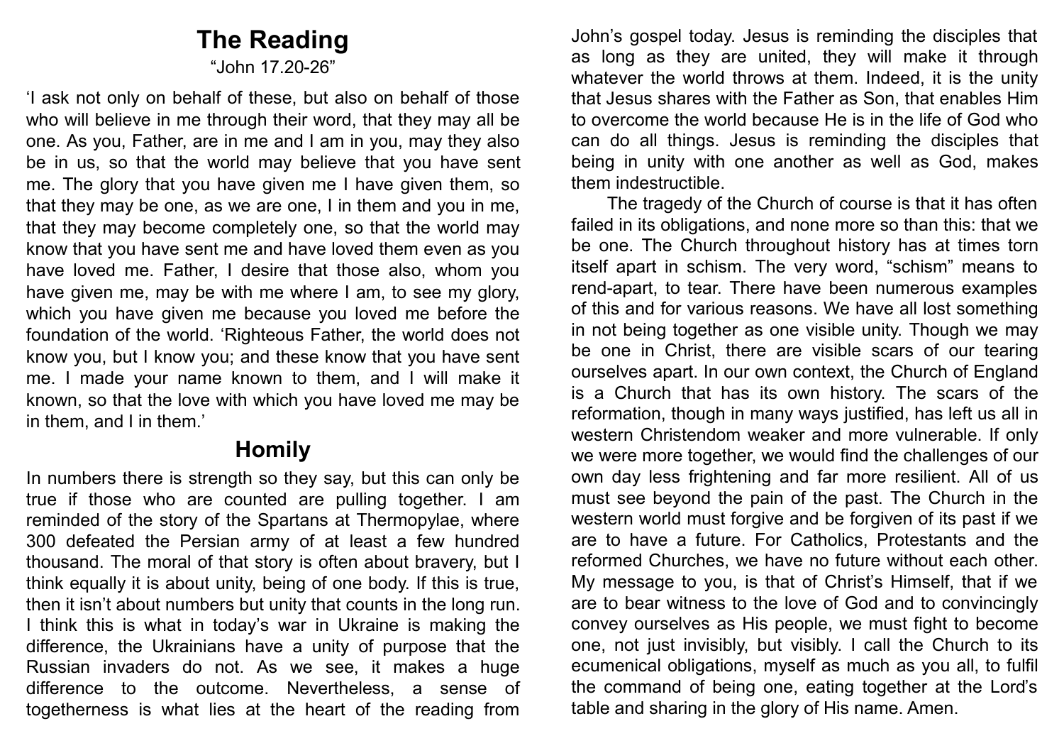# The Reading

"John 17.20-26"

'I ask not only on behalf of these, but also on behalf of those who will believe in me through their word, that they may all be one. As you, Father, are in me and I am in you, may they also be in us, so that the world may believe that you have sent me. The glory that you have given me I have given them, so that they may be one, as we are one, I in them and you in me, that they may become completely one, so that the world may know that you have sent me and have loved them even as you have loved me. Father, I desire that those also, whom you have given me, may be with me where I am, to see my glory, which you have given me because you loved me before the foundation of the world. 'Righteous Father, the world does not know you, but I know you; and these know that you have sent me. I made your name known to them, and I will make it known, so that the love with which you have loved me may be in them, and I in them.'

# Homily

In numbers there is strength so they say, but this can only be true if those who are counted are pulling together. I am reminded of the story of the Spartans at Thermopylae, where 300 defeated the Persian army of at least a few hundred thousand. The moral of that story is often about bravery, but I think equally it is about unity, being of one body. If this is true, then it isn't about numbers but unity that counts in the long run. I think this is what in today's war in Ukraine is making the difference, the Ukrainians have a unity of purpose that the Russian invaders do not. As we see, it makes a huge difference to the outcome. Nevertheless, a sense of togetherness is what lies at the heart of the reading from John's gospel today. Jesus is reminding the disciples that as long as they are united, they will make it through whatever the world throws at them. Indeed, it is the unity that Jesus shares with the Father as Son, that enables Him to overcome the world because He is in the life of God who can do all things. Jesus is reminding the disciples that being in unity with one another as well as God, makes them indestructible.

The tragedy of the Church of course is that it has often failed in its obligations, and none more so than this: that we be one. The Church throughout history has at times torn itself apart in schism. The very word, "schism" means to rend-apart, to tear. There have been numerous examples of this and for various reasons. We have all lost something in not being together as one visible unity. Though we may be one in Christ, there are visible scars of our tearing ourselves apart. In our own context, the Church of England is a Church that has its own history. The scars of the reformation, though in many ways justified, has left us all in western Christendom weaker and more vulnerable. If only we were more together, we would find the challenges of our own day less frightening and far more resilient. All of us must see beyond the pain of the past. The Church in the western world must forgive and be forgiven of its past if we are to have a future. For Catholics, Protestants and the reformed Churches, we have no future without each other. My message to you, is that of Christ's Himself, that if we are to bear witness to the love of God and to convincingly convey ourselves as His people, we must fight to become one, not just invisibly, but visibly. I call the Church to its ecumenical obligations, myself as much as you all, to fulfil the command of being one, eating together at the Lord's table and sharing in the glory of His name. Amen.